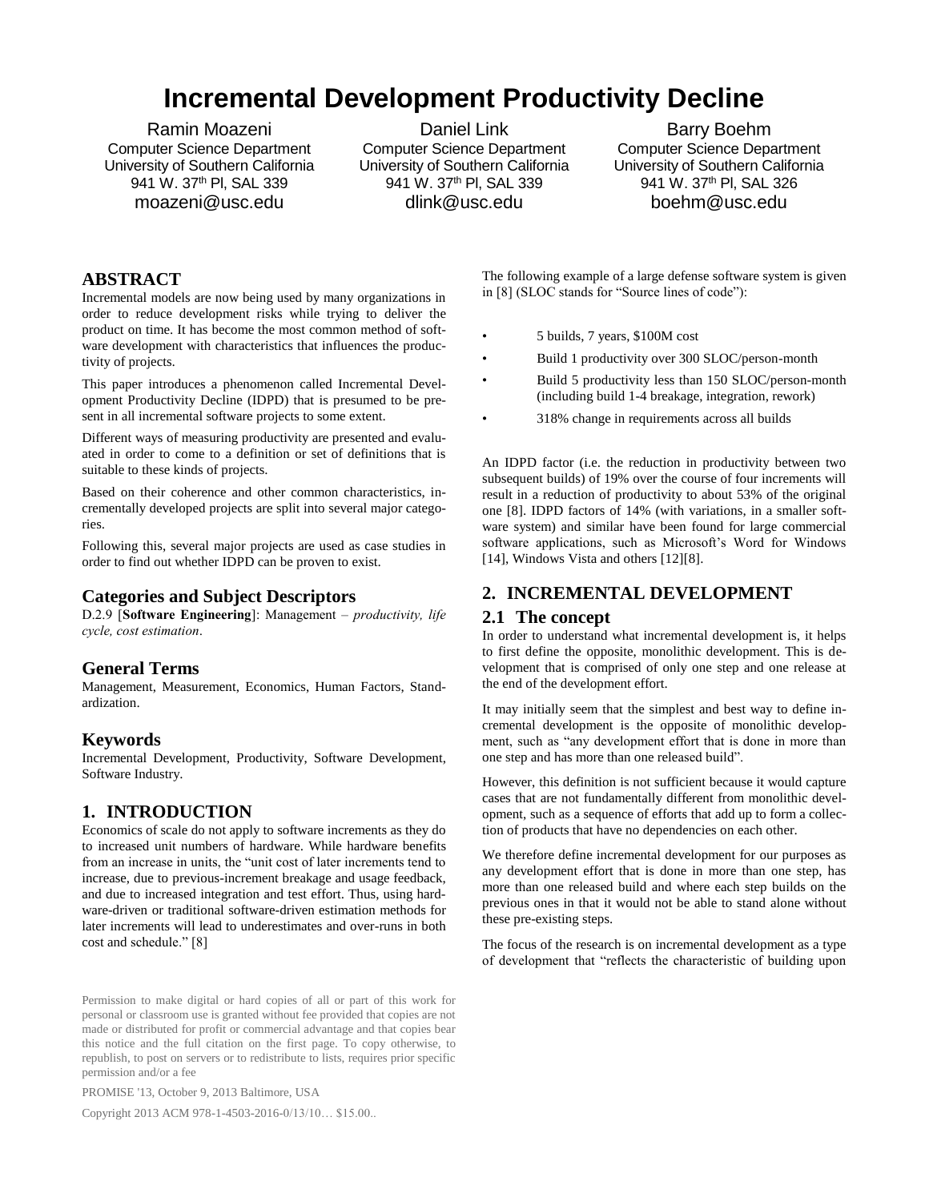# Incremental Development Productivity Decline

Ramin Moazeni
Computer Science Department
University of Southern California
941 W. 37th Pl, SAL 339
moazeni@usc.edu

Daniel Link
Computer Science Department
University of Southern California
941 W. 37th Pl, SAL 339
dlink@usc.edu

Barry Boehm
Computer Science Department
University of Southern California
941 W. 37th Pl, SAL 326
boehm@usc.edu

## ABSTRACT

Incremental models are now being used by many organizations in order to reduce development risks while trying to deliver the product on time. It has become the most common method of software development with characteristics that influences the productivity of projects.

This paper introduces a phenomenon called Incremental Development Productivity Decline (IDPD) that is presumed to be present in all incremental software projects to some extent.

Different ways of measuring productivity are presented and evaluated in order to come to a definition or set of definitions that is suitable to these kinds of projects.

Based on their coherence and other common characteristics, incrementally developed projects are split into several major categories.

Following this, several major projects are used as case studies in order to find out whether IDPD can be proven to exist.

### Categories and Subject Descriptors

D.2.9 [**Software Engineering**]: Management – *productivity, life cycle, cost estimation*.

### General Terms

Management, Measurement, Economics, Human Factors, Standardization.

### Keywords

Incremental Development, Productivity, Software Development, Software Industry.

## 1. INTRODUCTION

Economics of scale do not apply to software increments as they do to increased unit numbers of hardware. While hardware benefits from an increase in units, the "unit cost of later increments tend to increase, due to previous-increment breakage and usage feedback, and due to increased integration and test effort. Thus, using hardware-driven or traditional software-driven estimation methods for later increments will lead to underestimates and over-runs in both cost and schedule." [8]

The following example of a large defense software system is given in [8] (SLOC stands for "Source lines of code"):

- 5 builds, 7 years, $100M cost
- Build 1 productivity over 300 SLOC/person-month
- Build 5 productivity less than 150 SLOC/person-month (including build 1-4 breakage, integration, rework)
- 318% change in requirements across all builds

An IDPD factor (i.e. the reduction in productivity between two subsequent builds) of 19% over the course of four increments will result in a reduction of productivity to about 53% of the original one [8]. IDPD factors of 14% (with variations, in a smaller software system) and similar have been found for large commercial software applications, such as Microsoft's Word for Windows [14], Windows Vista and others [12][8].

## 2. INCREMENTAL DEVELOPMENT

### 2.1 The concept

In order to understand what incremental development is, it helps to first define the opposite, monolithic development. This is development that is comprised of only one step and one release at the end of the development effort.

It may initially seem that the simplest and best way to define incremental development is the opposite of monolithic development, such as "any development effort that is done in more than one step and has more than one released build".

However, this definition is not sufficient because it would capture cases that are not fundamentally different from monolithic development, such as a sequence of efforts that add up to form a collection of products that have no dependencies on each other.

We therefore define incremental development for our purposes as any development effort that is done in more than one step, has more than one released build and where each step builds on the previous ones in that it would not be able to stand alone without these pre-existing steps.

The focus of the research is on incremental development as a type of development that "reflects the characteristic of building upon

Permission to make digital or hard copies of all or part of this work for personal or classroom use is granted without fee provided that copies are not made or distributed for profit or commercial advantage and that copies bear this notice and the full citation on the first page. To copy otherwise, to republish, to post on servers or to redistribute to lists, requires prior specific permission and/or a fee

PROMISE '13, October 9, 2013 Baltimore, USA

Copyright 2013 ACM 978-1-4503-2016-0/13/10… $15.00..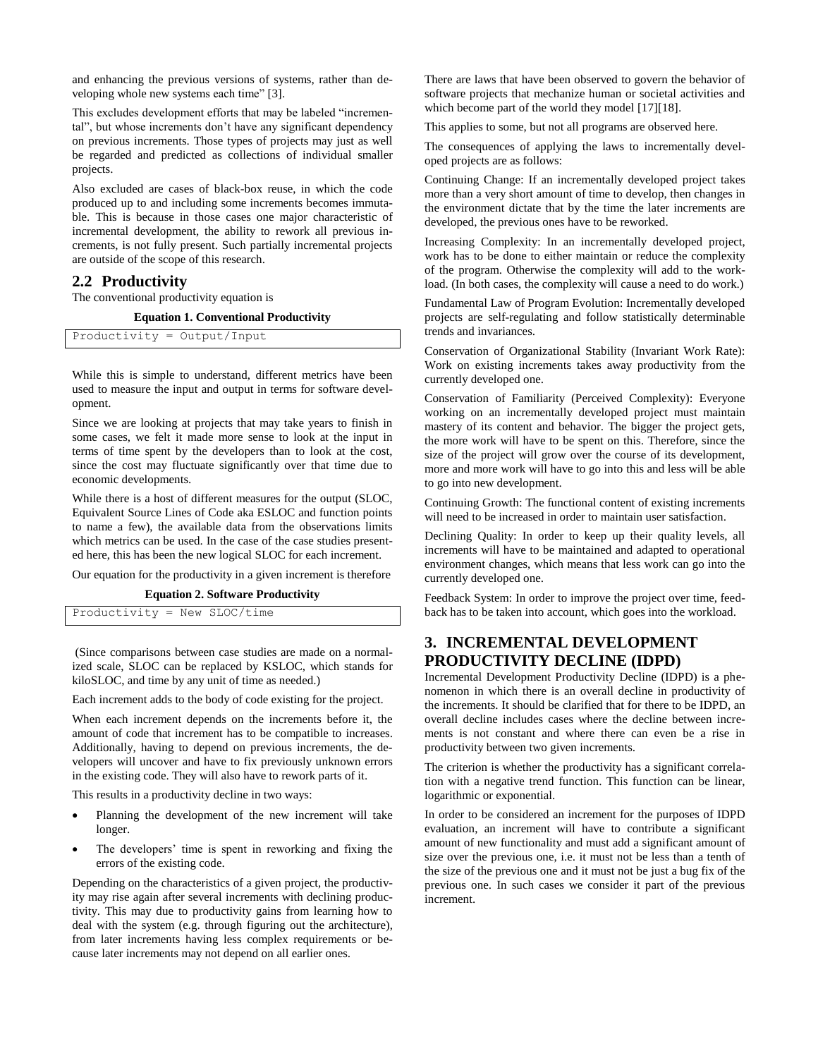and enhancing the previous versions of systems, rather than developing whole new systems each time" [3].

This excludes development efforts that may be labeled "incremental", but whose increments don't have any significant dependency on previous increments. Those types of projects may just as well be regarded and predicted as collections of individual smaller projects.

Also excluded are cases of black-box reuse, in which the code produced up to and including some increments becomes immutable. This is because in those cases one major characteristic of incremental development, the ability to rework all previous increments, is not fully present. Such partially incremental projects are outside of the scope of this research.

## 2.2 Productivity

The conventional productivity equation is

**Equation 1. Conventional Productivity**

```
Productivity = Output/Input
```

While this is simple to understand, different metrics have been used to measure the input and output in terms for software development.

Since we are looking at projects that may take years to finish in some cases, we felt it made more sense to look at the input in terms of time spent by the developers than to look at the cost, since the cost may fluctuate significantly over that time due to economic developments.

While there is a host of different measures for the output (SLOC, Equivalent Source Lines of Code aka ESLOC and function points to name a few), the available data from the observations limits which metrics can be used. In the case of the case studies presented here, this has been the new logical SLOC for each increment.

Our equation for the productivity in a given increment is therefore

**Equation 2. Software Productivity**

```
Productivity = New SLOC/time
```

(Since comparisons between case studies are made on a normalized scale, SLOC can be replaced by KSLOC, which stands for kiloSLOC, and time by any unit of time as needed.)

Each increment adds to the body of code existing for the project.

When each increment depends on the increments before it, the amount of code that increment has to be compatible to increases. Additionally, having to depend on previous increments, the developers will uncover and have to fix previously unknown errors in the existing code. They will also have to rework parts of it.

This results in a productivity decline in two ways:

- Planning the development of the new increment will take longer.
- The developers' time is spent in reworking and fixing the errors of the existing code.

Depending on the characteristics of a given project, the productivity may rise again after several increments with declining productivity. This may due to productivity gains from learning how to deal with the system (e.g. through figuring out the architecture), from later increments having less complex requirements or because later increments may not depend on all earlier ones.

There are laws that have been observed to govern the behavior of software projects that mechanize human or societal activities and which become part of the world they model [17][18].

This applies to some, but not all programs are observed here.

The consequences of applying the laws to incrementally developed projects are as follows:

Continuing Change: If an incrementally developed project takes more than a very short amount of time to develop, then changes in the environment dictate that by the time the later increments are developed, the previous ones have to be reworked.

Increasing Complexity: In an incrementally developed project, work has to be done to either maintain or reduce the complexity of the program. Otherwise the complexity will add to the workload. (In both cases, the complexity will cause a need to do work.)

Fundamental Law of Program Evolution: Incrementally developed projects are self-regulating and follow statistically determinable trends and invariances.

Conservation of Organizational Stability (Invariant Work Rate): Work on existing increments takes away productivity from the currently developed one.

Conservation of Familiarity (Perceived Complexity): Everyone working on an incrementally developed project must maintain mastery of its content and behavior. The bigger the project gets, the more work will have to be spent on this. Therefore, since the size of the project will grow over the course of its development, more and more work will have to go into this and less will be able to go into new development.

Continuing Growth: The functional content of existing increments will need to be increased in order to maintain user satisfaction.

Declining Quality: In order to keep up their quality levels, all increments will have to be maintained and adapted to operational environment changes, which means that less work can go into the currently developed one.

Feedback System: In order to improve the project over time, feedback has to be taken into account, which goes into the workload.

# 3. INCREMENTAL DEVELOPMENT PRODUCTIVITY DECLINE (IDPD)

Incremental Development Productivity Decline (IDPD) is a phenomenon in which there is an overall decline in productivity of the increments. It should be clarified that for there to be IDPD, an overall decline includes cases where the decline between increments is not constant and where there can even be a rise in productivity between two given increments.

The criterion is whether the productivity has a significant correlation with a negative trend function. This function can be linear, logarithmic or exponential.

In order to be considered an increment for the purposes of IDPD evaluation, an increment will have to contribute a significant amount of new functionality and must add a significant amount of size over the previous one, i.e. it must not be less than a tenth of the size of the previous one and it must not be just a bug fix of the previous one. In such cases we consider it part of the previous increment.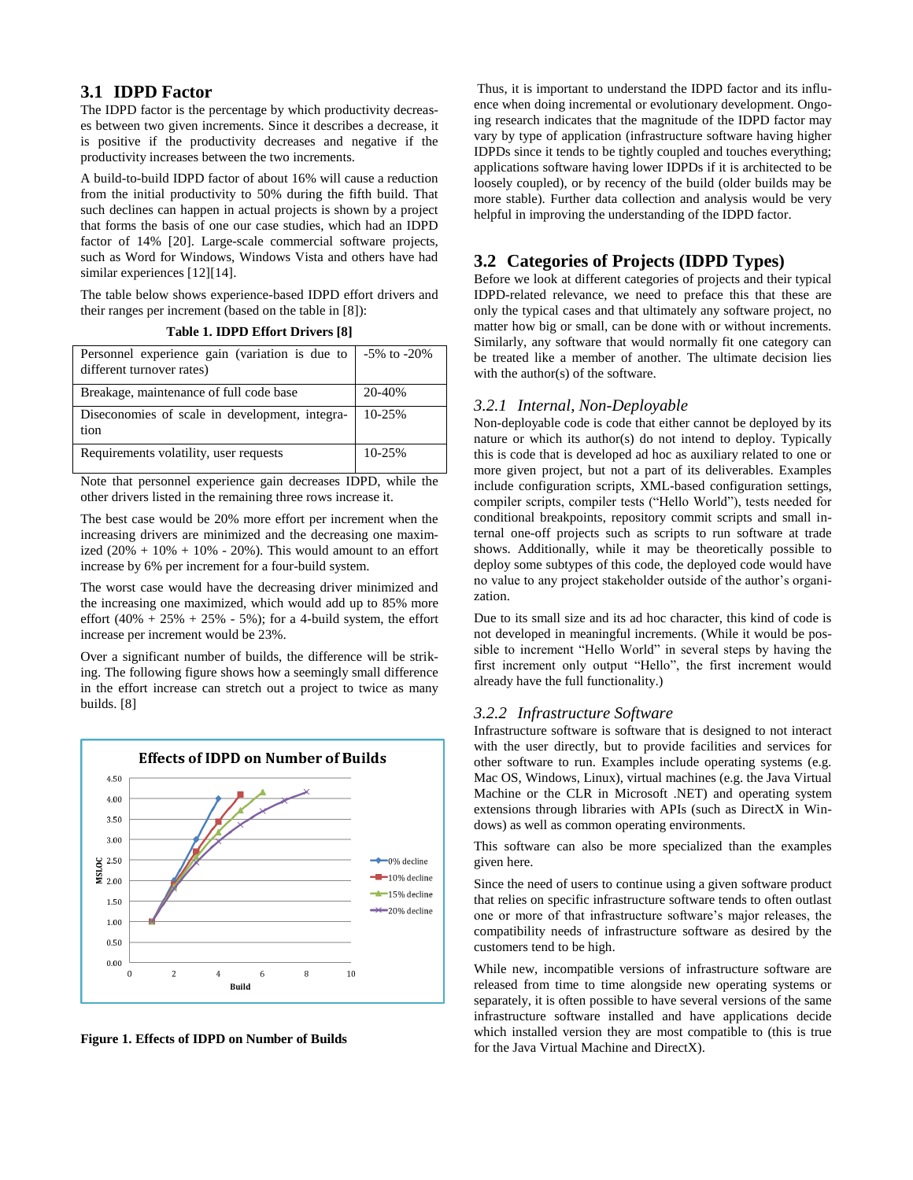## 3.1 IDPD Factor

The IDPD factor is the percentage by which productivity decreases between two given increments. Since it describes a decrease, it is positive if the productivity decreases and negative if the productivity increases between the two increments.

A build-to-build IDPD factor of about 16% will cause a reduction from the initial productivity to 50% during the fifth build. That such declines can happen in actual projects is shown by a project that forms the basis of one our case studies, which had an IDPD factor of 14% [20]. Large-scale commercial software projects, such as Word for Windows, Windows Vista and others have had similar experiences [12][14].

The table below shows experience-based IDPD effort drivers and their ranges per increment (based on the table in [8]):

**Table 1. IDPD Effort Drivers [8]**

| Driver | Range |
|---|---|
| Personnel experience gain (variation is due to different turnover rates) | -5% to -20% |
| Breakage, maintenance of full code base | 20-40% |
| Diseconomies of scale in development, integration | 10-25% |
| Requirements volatility, user requests | 10-25% |

Note that personnel experience gain decreases IDPD, while the other drivers listed in the remaining three rows increase it.

The best case would be 20% more effort per increment when the increasing drivers are minimized and the decreasing one maximized (20% + 10% + 10% - 20%). This would amount to an effort increase by 6% per increment for a four-build system.

The worst case would have the decreasing driver minimized and the increasing one maximized, which would add up to 85% more effort (40% + 25% + 25% - 5%); for a 4-build system, the effort increase per increment would be 23%.

Over a significant number of builds, the difference will be striking. The following figure shows how a seemingly small difference in the effort increase can stretch out a project to twice as many builds. [8]

**Figure 1. Effects of IDPD on Number of Builds**

Thus, it is important to understand the IDPD factor and its influence when doing incremental or evolutionary development. Ongoing research indicates that the magnitude of the IDPD factor may vary by type of application (infrastructure software having higher IDPDs since it tends to be tightly coupled and touches everything; applications software having lower IDPDs if it is architected to be loosely coupled), or by recency of the build (older builds may be more stable). Further data collection and analysis would be very helpful in improving the understanding of the IDPD factor.

## 3.2 Categories of Projects (IDPD Types)

Before we look at different categories of projects and their typical IDPD-related relevance, we need to preface this that these are only the typical cases and that ultimately any software project, no matter how big or small, can be done with or without increments. Similarly, any software that would normally fit one category can be treated like a member of another. The ultimate decision lies with the author(s) of the software.

### *3.2.1 Internal, Non-Deployable*

Non-deployable code is code that either cannot be deployed by its nature or which its author(s) do not intend to deploy. Typically this is code that is developed ad hoc as auxiliary related to one or more given project, but not a part of its deliverables. Examples include configuration scripts, XML-based configuration settings, compiler scripts, compiler tests ("Hello World"), tests needed for conditional breakpoints, repository commit scripts and small internal one-off projects such as scripts to run software at trade shows. Additionally, while it may be theoretically possible to deploy some subtypes of this code, the deployed code would have no value to any project stakeholder outside of the author's organization.

Due to its small size and its ad hoc character, this kind of code is not developed in meaningful increments. (While it would be possible to increment "Hello World" in several steps by having the first increment only output "Hello", the first increment would already have the full functionality.)

### *3.2.2 Infrastructure Software*

Infrastructure software is software that is designed to not interact with the user directly, but to provide facilities and services for other software to run. Examples include operating systems (e.g. Mac OS, Windows, Linux), virtual machines (e.g. the Java Virtual Machine or the CLR in Microsoft .NET) and operating system extensions through libraries with APIs (such as DirectX in Windows) as well as common operating environments.

This software can also be more specialized than the examples given here.

Since the need of users to continue using a given software product that relies on specific infrastructure software tends to often outlast one or more of that infrastructure software's major releases, the compatibility needs of infrastructure software as desired by the customers tend to be high.

While new, incompatible versions of infrastructure software are released from time to time alongside new operating systems or separately, it is often possible to have several versions of the same infrastructure software installed and have applications decide which installed version they are most compatible to (this is true for the Java Virtual Machine and DirectX).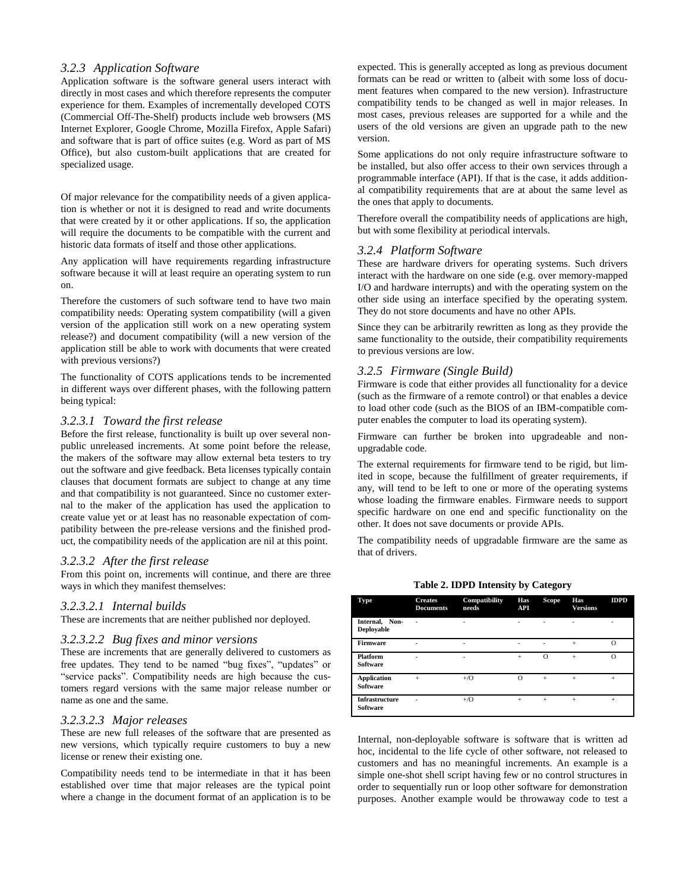### 3.2.3 Application Software

Application software is the software general users interact with directly in most cases and which therefore represents the computer experience for them. Examples of incrementally developed COTS (Commercial Off-The-Shelf) products include web browsers (MS Internet Explorer, Google Chrome, Mozilla Firefox, Apple Safari) and software that is part of office suites (e.g. Word as part of MS Office), but also custom-built applications that are created for specialized usage.

Of major relevance for the compatibility needs of a given application is whether or not it is designed to read and write documents that were created by it or other applications. If so, the application will require the documents to be compatible with the current and historic data formats of itself and those other applications.

Any application will have requirements regarding infrastructure software because it will at least require an operating system to run on.

Therefore the customers of such software tend to have two main compatibility needs: Operating system compatibility (will a given version of the application still work on a new operating system release?) and document compatibility (will a new version of the application still be able to work with documents that were created with previous versions?)

The functionality of COTS applications tends to be incremented in different ways over different phases, with the following pattern being typical:

#### 3.2.3.1 Toward the first release

Before the first release, functionality is built up over several non-public unreleased increments. At some point before the release, the makers of the software may allow external beta testers to try out the software and give feedback. Beta licenses typically contain clauses that document formats are subject to change at any time and that compatibility is not guaranteed. Since no customer external to the maker of the application has used the application to create value yet or at least has no reasonable expectation of compatibility between the pre-release versions and the finished product, the compatibility needs of the application are nil at this point.

#### 3.2.3.2 After the first release

From this point on, increments will continue, and there are three ways in which they manifest themselves:

##### 3.2.3.2.1 Internal builds

These are increments that are neither published nor deployed.

##### 3.2.3.2.2 Bug fixes and minor versions

These are increments that are generally delivered to customers as free updates. They tend to be named “bug fixes”, “updates” or “service packs”. Compatibility needs are high because the customers regard versions with the same major release number or name as one and the same.

##### 3.2.3.2.3 Major releases

These are new full releases of the software that are presented as new versions, which typically require customers to buy a new license or renew their existing one.

Compatibility needs tend to be intermediate in that it has been established over time that major releases are the typical point where a change in the document format of an application is to be expected. This is generally accepted as long as previous document formats can be read or written to (albeit with some loss of document features when compared to the new version). Infrastructure compatibility tends to be changed as well in major releases. In most cases, previous releases are supported for a while and the users of the old versions are given an upgrade path to the new version.

Some applications do not only require infrastructure software to be installed, but also offer access to their own services through a programmable interface (API). If that is the case, it adds additional compatibility requirements that are at about the same level as the ones that apply to documents.

Therefore overall the compatibility needs of applications are high, but with some flexibility at periodical intervals.

### 3.2.4 Platform Software

These are hardware drivers for operating systems. Such drivers interact with the hardware on one side (e.g. over memory-mapped I/O and hardware interrupts) and with the operating system on the other side using an interface specified by the operating system. They do not store documents and have no other APIs.

Since they can be arbitrarily rewritten as long as they provide the same functionality to the outside, their compatibility requirements to previous versions are low.

### 3.2.5 Firmware (Single Build)

Firmware is code that either provides all functionality for a device (such as the firmware of a remote control) or that enables a device to load other code (such as the BIOS of an IBM-compatible computer enables the computer to load its operating system).

Firmware can further be broken into upgradeable and non-upgradable code.

The external requirements for firmware tend to be rigid, but limited in scope, because the fulfillment of greater requirements, if any, will tend to be left to one or more of the operating systems whose loading the firmware enables. Firmware needs to support specific hardware on one end and specific functionality on the other. It does not save documents or provide APIs.

The compatibility needs of upgradable firmware are the same as that of drivers.

**Table 2. IDPD Intensity by Category**

| Type | Creates Documents | Compatibility needs | Has API | Scope | Has Versions | IDPD |
|---|---|---|---|---|---|---|
| Internal, Non-Deployable | - | - | - | - | - | - |
| Firmware | - | - | - | - | + | O |
| Platform Software | - | - | + | O | + | O |
| Application Software | + | +/O | O | + | + | + |
| Infrastructure Software | - | +/O | + | + | + | + |

Internal, non-deployable software is software that is written ad hoc, incidental to the life cycle of other software, not released to customers and has no meaningful increments. An example is a simple one-shot shell script having few or no control structures in order to sequentially run or loop other software for demonstration purposes. Another example would be throwaway code to test a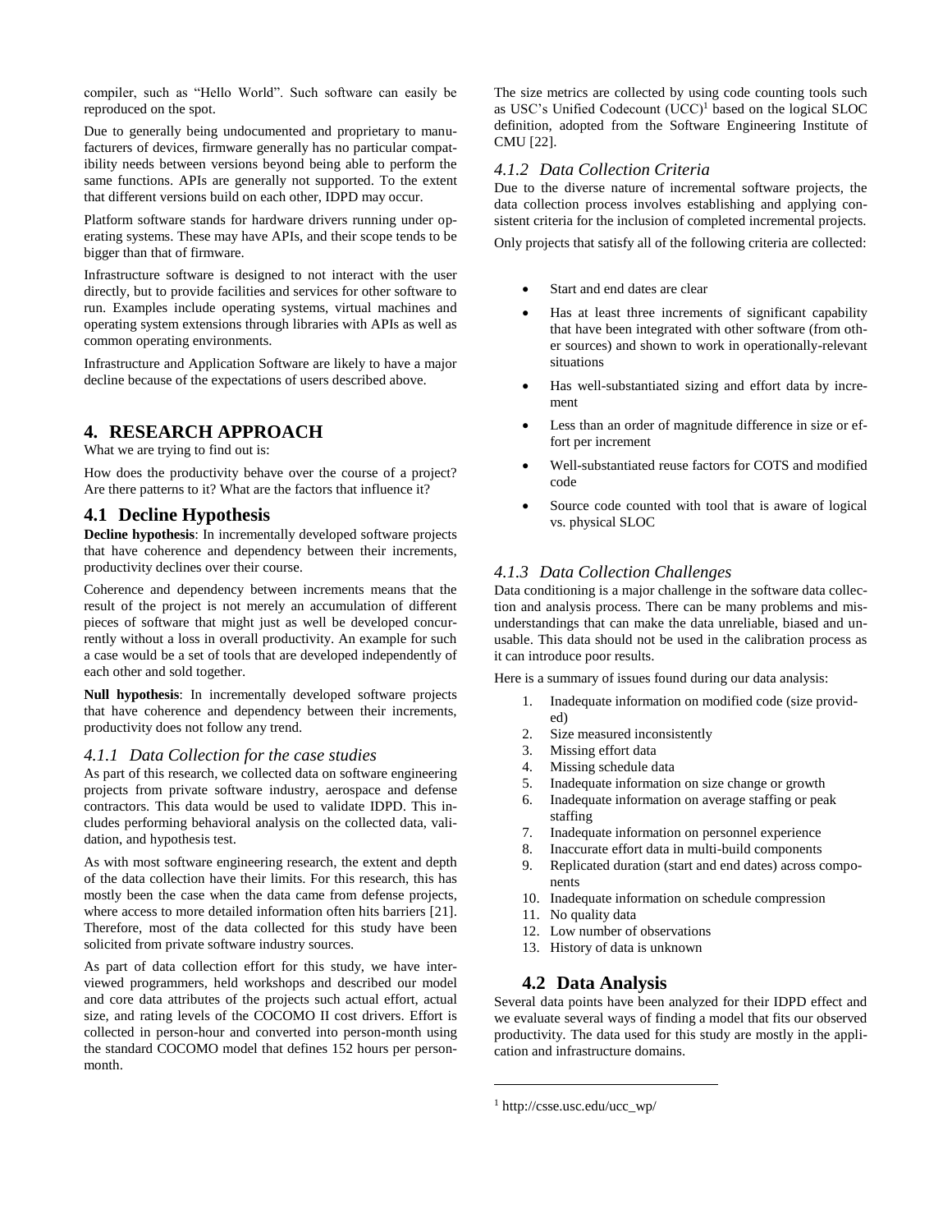compiler, such as "Hello World". Such software can easily be reproduced on the spot.

Due to generally being undocumented and proprietary to manufacturers of devices, firmware generally has no particular compatibility needs between versions beyond being able to perform the same functions. APIs are generally not supported. To the extent that different versions build on each other, IDPD may occur.

Platform software stands for hardware drivers running under operating systems. These may have APIs, and their scope tends to be bigger than that of firmware.

Infrastructure software is designed to not interact with the user directly, but to provide facilities and services for other software to run. Examples include operating systems, virtual machines and operating system extensions through libraries with APIs as well as common operating environments.

Infrastructure and Application Software are likely to have a major decline because of the expectations of users described above.

# 4. RESEARCH APPROACH

What we are trying to find out is:

How does the productivity behave over the course of a project? Are there patterns to it? What are the factors that influence it?

## 4.1 Decline Hypothesis

**Decline hypothesis**: In incrementally developed software projects that have coherence and dependency between their increments, productivity declines over their course.

Coherence and dependency between increments means that the result of the project is not merely an accumulation of different pieces of software that might just as well be developed concurrently without a loss in overall productivity. An example for such a case would be a set of tools that are developed independently of each other and sold together.

**Null hypothesis**: In incrementally developed software projects that have coherence and dependency between their increments, productivity does not follow any trend.

### *4.1.1 Data Collection for the case studies*

As part of this research, we collected data on software engineering projects from private software industry, aerospace and defense contractors. This data would be used to validate IDPD. This includes performing behavioral analysis on the collected data, validation, and hypothesis test.

As with most software engineering research, the extent and depth of the data collection have their limits. For this research, this has mostly been the case when the data came from defense projects, where access to more detailed information often hits barriers [21]. Therefore, most of the data collected for this study have been solicited from private software industry sources.

As part of data collection effort for this study, we have interviewed programmers, held workshops and described our model and core data attributes of the projects such actual effort, actual size, and rating levels of the COCOMO II cost drivers. Effort is collected in person-hour and converted into person-month using the standard COCOMO model that defines 152 hours per person-month.

The size metrics are collected by using code counting tools such as USC's Unified Codecount (UCC)[1] based on the logical SLOC definition, adopted from the Software Engineering Institute of CMU [22].

### *4.1.2 Data Collection Criteria*

Due to the diverse nature of incremental software projects, the data collection process involves establishing and applying consistent criteria for the inclusion of completed incremental projects.

Only projects that satisfy all of the following criteria are collected:

- Start and end dates are clear
- Has at least three increments of significant capability that have been integrated with other software (from other sources) and shown to work in operationally-relevant situations
- Has well-substantiated sizing and effort data by increment
- Less than an order of magnitude difference in size or effort per increment
- Well-substantiated reuse factors for COTS and modified code
- Source code counted with tool that is aware of logical vs. physical SLOC

### *4.1.3 Data Collection Challenges*

Data conditioning is a major challenge in the software data collection and analysis process. There can be many problems and misunderstandings that can make the data unreliable, biased and unusable. This data should not be used in the calibration process as it can introduce poor results.

Here is a summary of issues found during our data analysis:

1. Inadequate information on modified code (size provided)
2. Size measured inconsistently
3. Missing effort data
4. Missing schedule data
5. Inadequate information on size change or growth
6. Inadequate information on average staffing or peak staffing
7. Inadequate information on personnel experience
8. Inaccurate effort data in multi-build components
9. Replicated duration (start and end dates) across components
10. Inadequate information on schedule compression
11. No quality data
12. Low number of observations
13. History of data is unknown

## 4.2 Data Analysis

Several data points have been analyzed for their IDPD effect and we evaluate several ways of finding a model that fits our observed productivity. The data used for this study are mostly in the application and infrastructure domains.

[1] http://csse.usc.edu/ucc_wp/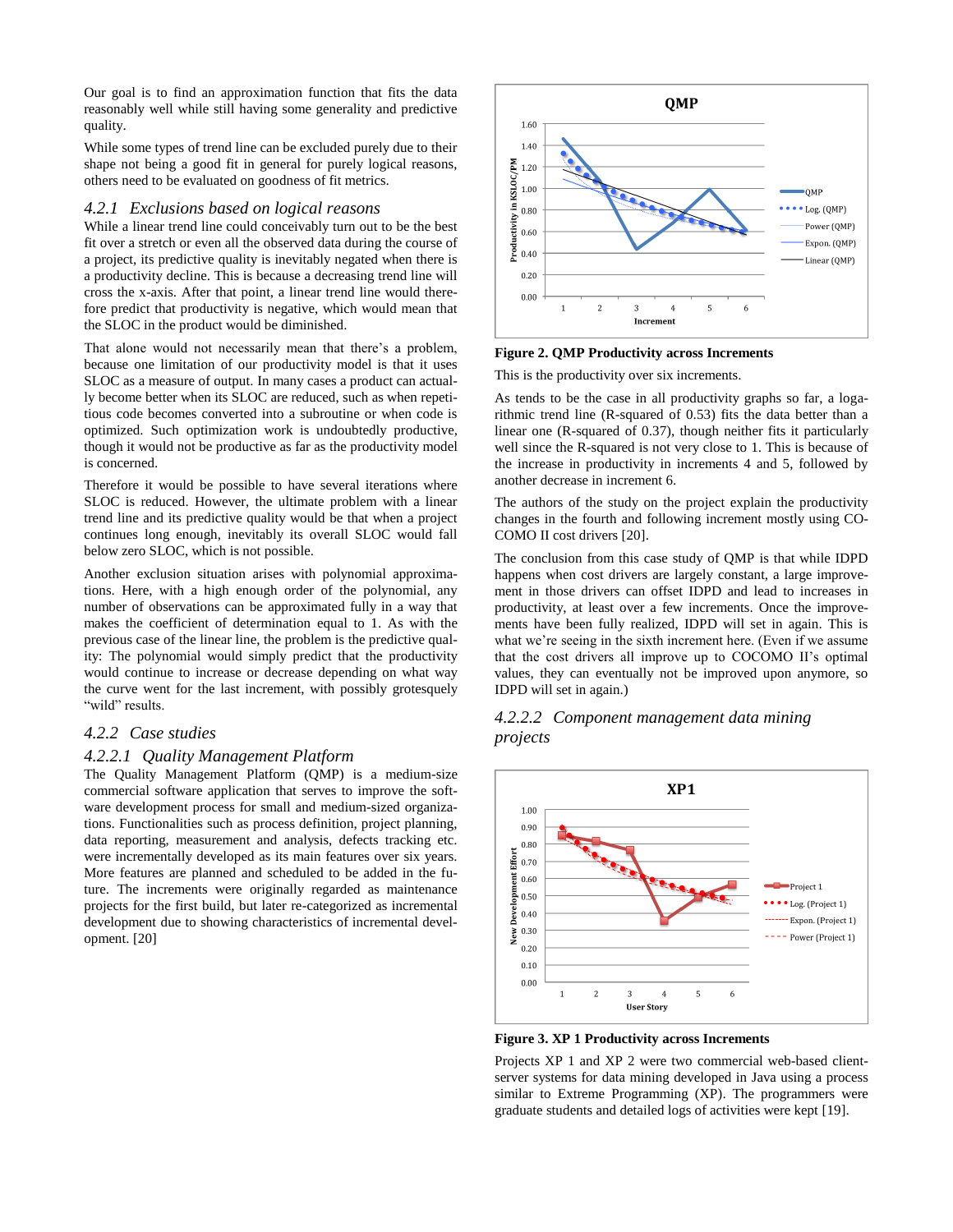Our goal is to find an approximation function that fits the data reasonably well while still having some generality and predictive quality.

While some types of trend line can be excluded purely due to their shape not being a good fit in general for purely logical reasons, others need to be evaluated on goodness of fit metrics.

### *4.2.1 Exclusions based on logical reasons*

While a linear trend line could conceivably turn out to be the best fit over a stretch or even all the observed data during the course of a project, its predictive quality is inevitably negated when there is a productivity decline. This is because a decreasing trend line will cross the x-axis. After that point, a linear trend line would therefore predict that productivity is negative, which would mean that the SLOC in the product would be diminished.

That alone would not necessarily mean that there's a problem, because one limitation of our productivity model is that it uses SLOC as a measure of output. In many cases a product can actually become better when its SLOC are reduced, such as when repetitious code becomes converted into a subroutine or when code is optimized. Such optimization work is undoubtedly productive, though it would not be productive as far as the productivity model is concerned.

Therefore it would be possible to have several iterations where SLOC is reduced. However, the ultimate problem with a linear trend line and its predictive quality would be that when a project continues long enough, inevitably its overall SLOC would fall below zero SLOC, which is not possible.

Another exclusion situation arises with polynomial approximations. Here, with a high enough order of the polynomial, any number of observations can be approximated fully in a way that makes the coefficient of determination equal to 1. As with the previous case of the linear line, the problem is the predictive quality: The polynomial would simply predict that the productivity would continue to increase or decrease depending on what way the curve went for the last increment, with possibly grotesquely "wild" results.

### *4.2.2 Case studies*

#### *4.2.2.1 Quality Management Platform*

The Quality Management Platform (QMP) is a medium-size commercial software application that serves to improve the software development process for small and medium-sized organizations. Functionalities such as process definition, project planning, data reporting, measurement and analysis, defects tracking etc. were incrementally developed as its main features over six years. More features are planned and scheduled to be added in the future. The increments were originally regarded as maintenance projects for the first build, but later re-categorized as incremental development due to showing characteristics of incremental development. [20]

QMP
1.60
1.40
1.20
1.00
0.80
0.60
0.40
0.20
0.00
Productivity in KSLOC/PM
1 2 3 4 5 6
Increment
QMP
Log. (QMP)
Power (QMP)
Expon. (QMP)
Linear (QMP)

**Figure 2. QMP Productivity across Increments**

This is the productivity over six increments.

As tends to be the case in all productivity graphs so far, a logarithmic trend line (R-squared of 0.53) fits the data better than a linear one (R-squared of 0.37), though neither fits it particularly well since the R-squared is not very close to 1. This is because of the increase in productivity in increments 4 and 5, followed by another decrease in increment 6.

The authors of the study on the project explain the productivity changes in the fourth and following increment mostly using COCOMO II cost drivers [20].

The conclusion from this case study of QMP is that while IDPD happens when cost drivers are largely constant, a large improvement in those drivers can offset IDPD and lead to increases in productivity, at least over a few increments. Once the improvements have been fully realized, IDPD will set in again. This is what we're seeing in the sixth increment here. (Even if we assume that the cost drivers all improve up to COCOMO II's optimal values, they can eventually not be improved upon anymore, so IDPD will set in again.)

#### *4.2.2.2 Component management data mining projects*

XP1
1.00
0.90
0.80
0.70
0.60
0.50
0.40
0.30
0.20
0.10
0.00
New Development Effort
1 2 3 4 5 6
User Story
Project 1
Log. (Project 1)
Expon. (Project 1)
Power (Project 1)

**Figure 3. XP 1 Productivity across Increments**

Projects XP 1 and XP 2 were two commercial web-based client-server systems for data mining developed in Java using a process similar to Extreme Programming (XP). The programmers were graduate students and detailed logs of activities were kept [19].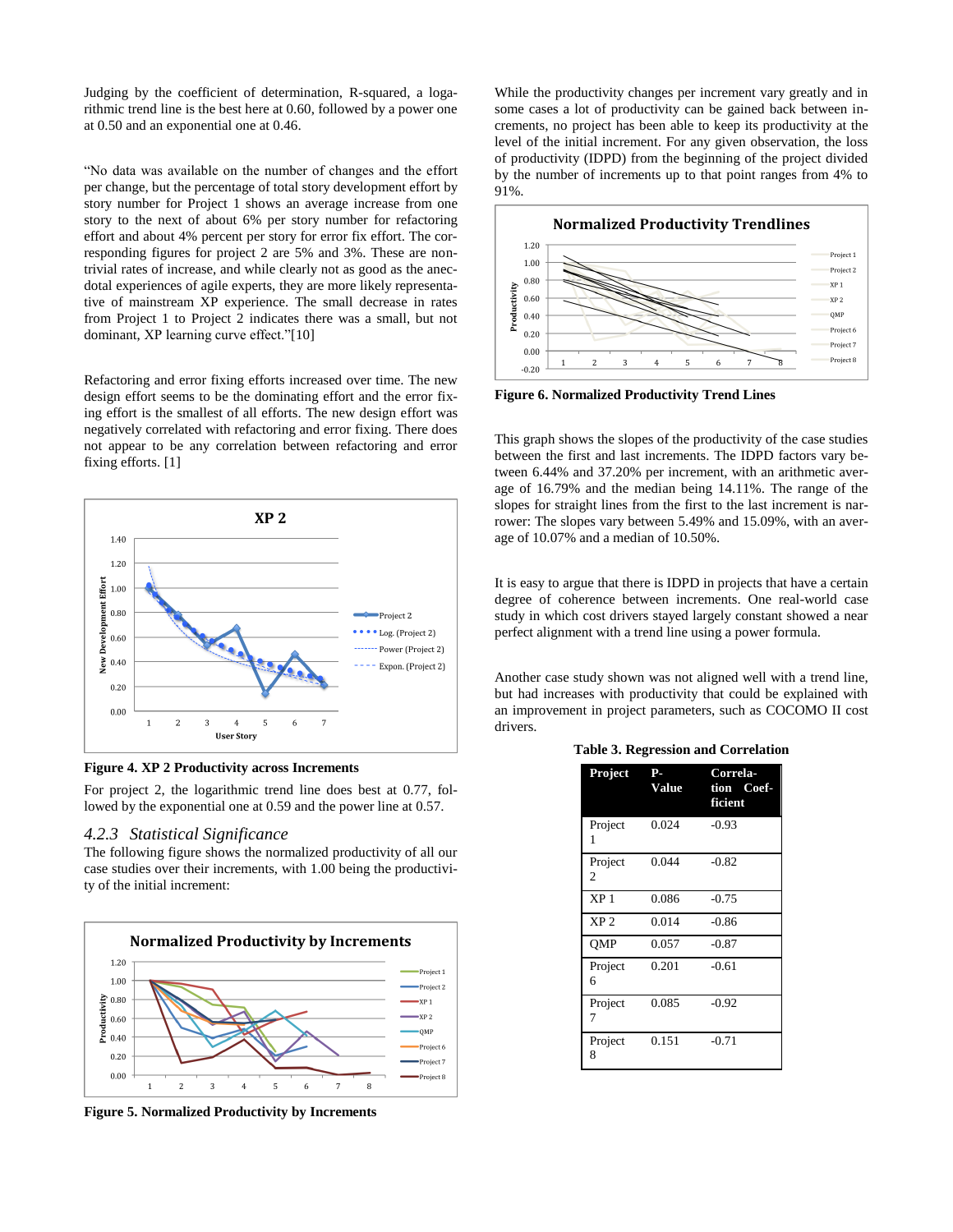Judging by the coefficient of determination, R-squared, a logarithmic trend line is the best here at 0.60, followed by a power one at 0.50 and an exponential one at 0.46.

"No data was available on the number of changes and the effort per change, but the percentage of total story development effort by story number for Project 1 shows an average increase from one story to the next of about 6% per story number for refactoring effort and about 4% percent per story for error fix effort. The corresponding figures for project 2 are 5% and 3%. These are non-trivial rates of increase, and while clearly not as good as the anecdotal experiences of agile experts, they are more likely representative of mainstream XP experience. The small decrease in rates from Project 1 to Project 2 indicates there was a small, but not dominant, XP learning curve effect."[10]

Refactoring and error fixing efforts increased over time. The new design effort seems to be the dominating effort and the error fixing effort is the smallest of all efforts. The new design effort was negatively correlated with refactoring and error fixing. There does not appear to be any correlation between refactoring and error fixing efforts. [1]

**Figure 4. XP 2 Productivity across Increments**

For project 2, the logarithmic trend line does best at 0.77, followed by the exponential one at 0.59 and the power line at 0.57.

### *4.2.3 Statistical Significance*

The following figure shows the normalized productivity of all our case studies over their increments, with 1.00 being the productivity of the initial increment:

**Figure 5. Normalized Productivity by Increments**

While the productivity changes per increment vary greatly and in some cases a lot of productivity can be gained back between increments, no project has been able to keep its productivity at the level of the initial increment. For any given observation, the loss of productivity (IDPD) from the beginning of the project divided by the number of increments up to that point ranges from 4% to 91%.

**Figure 6. Normalized Productivity Trend Lines**

This graph shows the slopes of the productivity of the case studies between the first and last increments. The IDPD factors vary between 6.44% and 37.20% per increment, with an arithmetic average of 16.79% and the median being 14.11%. The range of the slopes for straight lines from the first to the last increment is narrower: The slopes vary between 5.49% and 15.09%, with an average of 10.07% and a median of 10.50%.

It is easy to argue that there is IDPD in projects that have a certain degree of coherence between increments. One real-world case study in which cost drivers stayed largely constant showed a near perfect alignment with a trend line using a power formula.

Another case study shown was not aligned well with a trend line, but had increases with productivity that could be explained with an improvement in project parameters, such as COCOMO II cost drivers.

**Table 3. Regression and Correlation**

| Project | P-Value | Correlation Coefficient |
|---|---|---|
| Project 1 | 0.024 | -0.93 |
| Project 2 | 0.044 | -0.82 |
| XP 1 | 0.086 | -0.75 |
| XP 2 | 0.014 | -0.86 |
| QMP | 0.057 | -0.87 |
| Project 6 | 0.201 | -0.61 |
| Project 7 | 0.085 | -0.92 |
| Project 8 | 0.151 | -0.71 |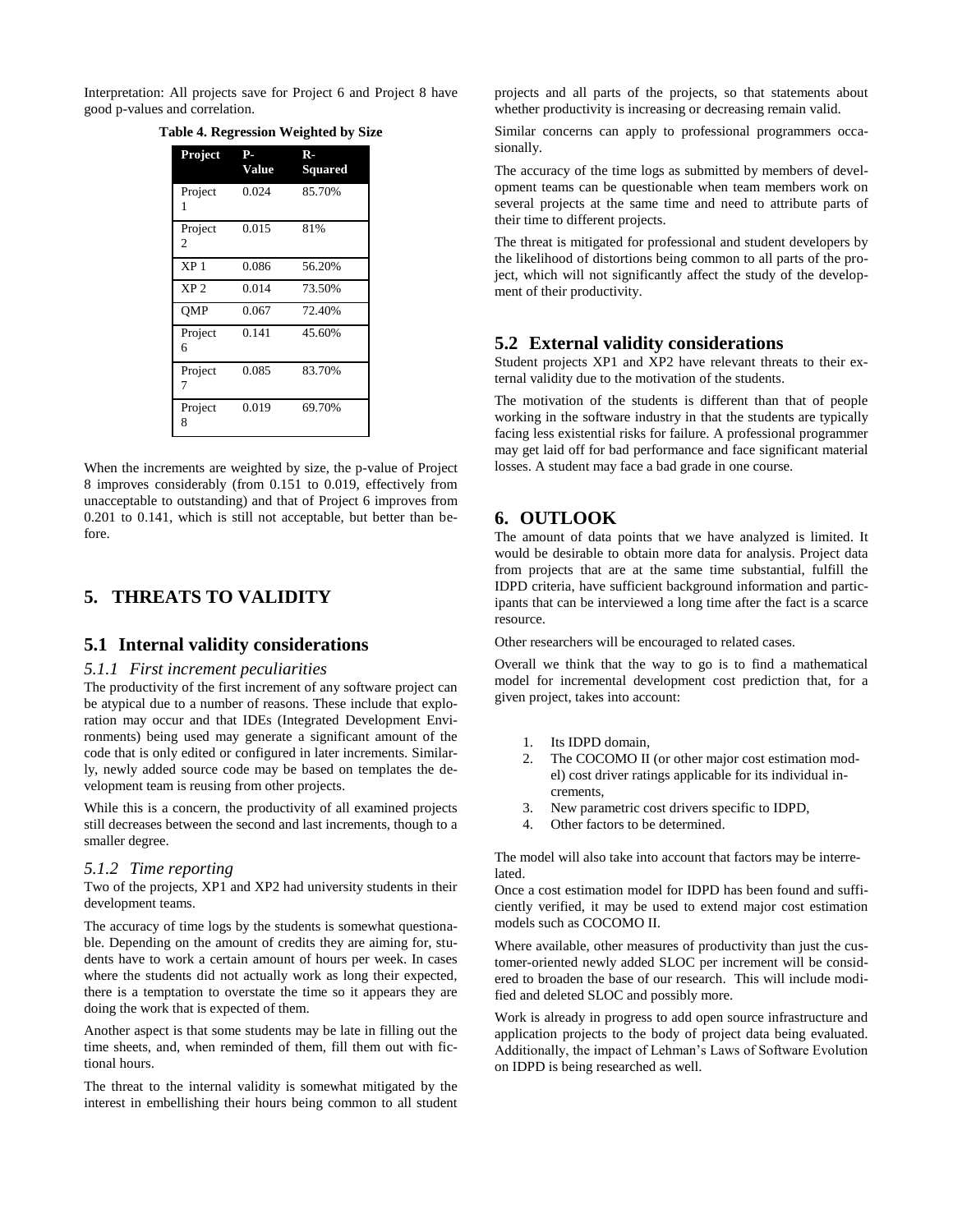Interpretation: All projects save for Project 6 and Project 8 have good p-values and correlation.

**Table 4. Regression Weighted by Size**

| Project | P-Value | R-Squared |
|---|---|---|
| Project 1 | 0.024 | 85.70% |
| Project 2 | 0.015 | 81% |
| XP 1 | 0.086 | 56.20% |
| XP 2 | 0.014 | 73.50% |
| QMP | 0.067 | 72.40% |
| Project 6 | 0.141 | 45.60% |
| Project 7 | 0.085 | 83.70% |
| Project 8 | 0.019 | 69.70% |

When the increments are weighted by size, the p-value of Project 8 improves considerably (from 0.151 to 0.019, effectively from unacceptable to outstanding) and that of Project 6 improves from 0.201 to 0.141, which is still not acceptable, but better than before.

## 5. THREATS TO VALIDITY

### 5.1 Internal validity considerations

#### *5.1.1 First increment peculiarities*

The productivity of the first increment of any software project can be atypical due to a number of reasons. These include that exploration may occur and that IDEs (Integrated Development Environments) being used may generate a significant amount of the code that is only edited or configured in later increments. Similarly, newly added source code may be based on templates the development team is reusing from other projects.

While this is a concern, the productivity of all examined projects still decreases between the second and last increments, though to a smaller degree.

#### *5.1.2 Time reporting*

Two of the projects, XP1 and XP2 had university students in their development teams.

The accuracy of time logs by the students is somewhat questionable. Depending on the amount of credits they are aiming for, students have to work a certain amount of hours per week. In cases where the students did not actually work as long their expected, there is a temptation to overstate the time so it appears they are doing the work that is expected of them.

Another aspect is that some students may be late in filling out the time sheets, and, when reminded of them, fill them out with fictional hours.

The threat to the internal validity is somewhat mitigated by the interest in embellishing their hours being common to all student projects and all parts of the projects, so that statements about whether productivity is increasing or decreasing remain valid.

Similar concerns can apply to professional programmers occasionally.

The accuracy of the time logs as submitted by members of development teams can be questionable when team members work on several projects at the same time and need to attribute parts of their time to different projects.

The threat is mitigated for professional and student developers by the likelihood of distortions being common to all parts of the project, which will not significantly affect the study of the development of their productivity.

### 5.2 External validity considerations

Student projects XP1 and XP2 have relevant threats to their external validity due to the motivation of the students.

The motivation of the students is different than that of people working in the software industry in that the students are typically facing less existential risks for failure. A professional programmer may get laid off for bad performance and face significant material losses. A student may face a bad grade in one course.

## 6. OUTLOOK

The amount of data points that we have analyzed is limited. It would be desirable to obtain more data for analysis. Project data from projects that are at the same time substantial, fulfill the IDPD criteria, have sufficient background information and participants that can be interviewed a long time after the fact is a scarce resource.

Other researchers will be encouraged to related cases.

Overall we think that the way to go is to find a mathematical model for incremental development cost prediction that, for a given project, takes into account:

1. Its IDPD domain,
2. The COCOMO II (or other major cost estimation model) cost driver ratings applicable for its individual increments,
3. New parametric cost drivers specific to IDPD,
4. Other factors to be determined.

The model will also take into account that factors may be interrelated.

Once a cost estimation model for IDPD has been found and sufficiently verified, it may be used to extend major cost estimation models such as COCOMO II.

Where available, other measures of productivity than just the customer-oriented newly added SLOC per increment will be considered to broaden the base of our research. This will include modified and deleted SLOC and possibly more.

Work is already in progress to add open source infrastructure and application projects to the body of project data being evaluated. Additionally, the impact of Lehman's Laws of Software Evolution on IDPD is being researched as well.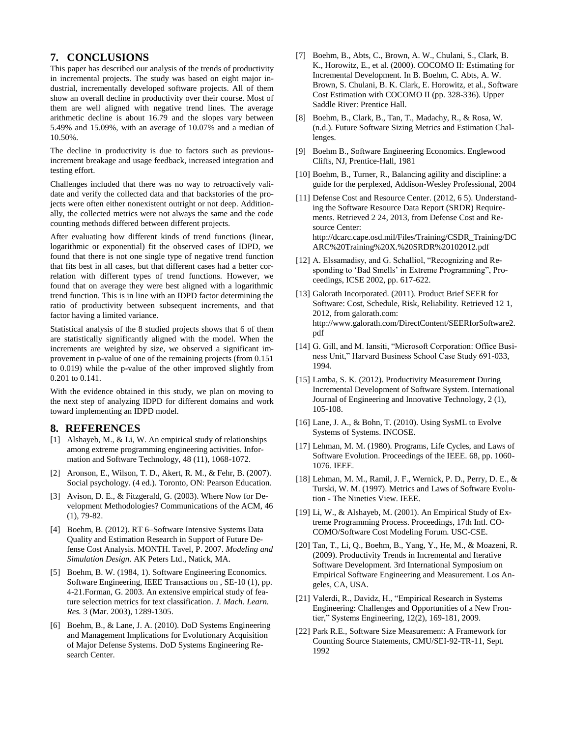## 7. CONCLUSIONS

This paper has described our analysis of the trends of productivity in incremental projects. The study was based on eight major industrial, incrementally developed software projects. All of them show an overall decline in productivity over their course. Most of them are well aligned with negative trend lines. The average arithmetic decline is about 16.79 and the slopes vary between 5.49% and 15.09%, with an average of 10.07% and a median of 10.50%.

The decline in productivity is due to factors such as previous-increment breakage and usage feedback, increased integration and testing effort.

Challenges included that there was no way to retroactively validate and verify the collected data and that backstories of the projects were often either nonexistent outright or not deep. Additionally, the collected metrics were not always the same and the code counting methods differed between different projects.

After evaluating how different kinds of trend functions (linear, logarithmic or exponential) fit the observed cases of IDPD, we found that there is not one single type of negative trend function that fits best in all cases, but that different cases had a better correlation with different types of trend functions. However, we found that on average they were best aligned with a logarithmic trend function. This is in line with an IDPD factor determining the ratio of productivity between subsequent increments, and that factor having a limited variance.

Statistical analysis of the 8 studied projects shows that 6 of them are statistically significantly aligned with the model. When the increments are weighted by size, we observed a significant improvement in p-value of one of the remaining projects (from 0.151 to 0.019) while the p-value of the other improved slightly from 0.201 to 0.141.

With the evidence obtained in this study, we plan on moving to the next step of analyzing IDPD for different domains and work toward implementing an IDPD model.

## 8. REFERENCES

[1] Alshayeb, M., & Li, W. An empirical study of relationships among extreme programming engineering activities. Information and Software Technology, 48 (11), 1068-1072.

[2] Aronson, E., Wilson, T. D., Akert, R. M., & Fehr, B. (2007). Social psychology. (4 ed.). Toronto, ON: Pearson Education.

[3] Avison, D. E., & Fitzgerald, G. (2003). Where Now for Development Methodologies? Communications of the ACM, 46 (1), 79-82.

[4] Boehm, B. (2012). RT 6–Software Intensive Systems Data Quality and Estimation Research in Support of Future Defense Cost Analysis. MONTH. Tavel, P. 2007. *Modeling and Simulation Design*. AK Peters Ltd., Natick, MA.

[5] Boehm, B. W. (1984, 1). Software Engineering Economics. Software Engineering, IEEE Transactions on , SE-10 (1), pp. 4-21.Forman, G. 2003. An extensive empirical study of feature selection metrics for text classification. *J. Mach. Learn. Res.* 3 (Mar. 2003), 1289-1305.

[6] Boehm, B., & Lane, J. A. (2010). DoD Systems Engineering and Management Implications for Evolutionary Acquisition of Major Defense Systems. DoD Systems Engineering Research Center.

[7] Boehm, B., Abts, C., Brown, A. W., Chulani, S., Clark, B. K., Horowitz, E., et al. (2000). COCOMO II: Estimating for Incremental Development. In B. Boehm, C. Abts, A. W. Brown, S. Chulani, B. K. Clark, E. Horowitz, et al., Software Cost Estimation with COCOMO II (pp. 328-336). Upper Saddle River: Prentice Hall.

[8] Boehm, B., Clark, B., Tan, T., Madachy, R., & Rosa, W. (n.d.). Future Software Sizing Metrics and Estimation Challenges.

[9] Boehm B., Software Engineering Economics. Englewood Cliffs, NJ, Prentice-Hall, 1981

[10] Boehm, B., Turner, R., Balancing agility and discipline: a guide for the perplexed, Addison-Wesley Professional, 2004

[11] Defense Cost and Resource Center. (2012, 6 5). Understanding the Software Resource Data Report (SRDR) Requirements. Retrieved 2 24, 2013, from Defense Cost and Resource Center: http://dcarc.cape.osd.mil/Files/Training/CSDR_Training/DCARC%20Training%20X.%20SRDR%20102012.pdf

[12] A. Elssamadisy, and G. Schalliol, "Recognizing and Responding to 'Bad Smells' in Extreme Programming", Proceedings, ICSE 2002, pp. 617-622.

[13] Galorath Incorporated. (2011). Product Brief SEER for Software: Cost, Schedule, Risk, Reliability. Retrieved 12 1, 2012, from galorath.com: http://www.galorath.com/DirectContent/SEERforSoftware2.pdf

[14] G. Gill, and M. Iansiti, "Microsoft Corporation: Office Business Unit," Harvard Business School Case Study 691-033, 1994.

[15] Lamba, S. K. (2012). Productivity Measurement During Incremental Development of Software System. International Journal of Engineering and Innovative Technology, 2 (1), 105-108.

[16] Lane, J. A., & Bohn, T. (2010). Using SysML to Evolve Systems of Systems. INCOSE.

[17] Lehman, M. M. (1980). Programs, Life Cycles, and Laws of Software Evolution. Proceedings of the IEEE. 68, pp. 1060-1076. IEEE.

[18] Lehman, M. M., Ramil, J. F., Wernick, P. D., Perry, D. E., & Turski, W. M. (1997). Metrics and Laws of Software Evolution - The Nineties View. IEEE.

[19] Li, W., & Alshayeb, M. (2001). An Empirical Study of Extreme Programming Process. Proceedings, 17th Intl. COCOMO/Software Cost Modeling Forum. USC-CSE.

[20] Tan, T., Li, Q., Boehm, B., Yang, Y., He, M., & Moazeni, R. (2009). Productivity Trends in Incremental and Iterative Software Development. 3rd International Symposium on Empirical Software Engineering and Measurement. Los Angeles, CA, USA.

[21] Valerdi, R., Davidz, H., "Empirical Research in Systems Engineering: Challenges and Opportunities of a New Frontier," Systems Engineering, 12(2), 169-181, 2009.

[22] Park R.E., Software Size Measurement: A Framework for Counting Source Statements, CMU/SEI-92-TR-11, Sept. 1992